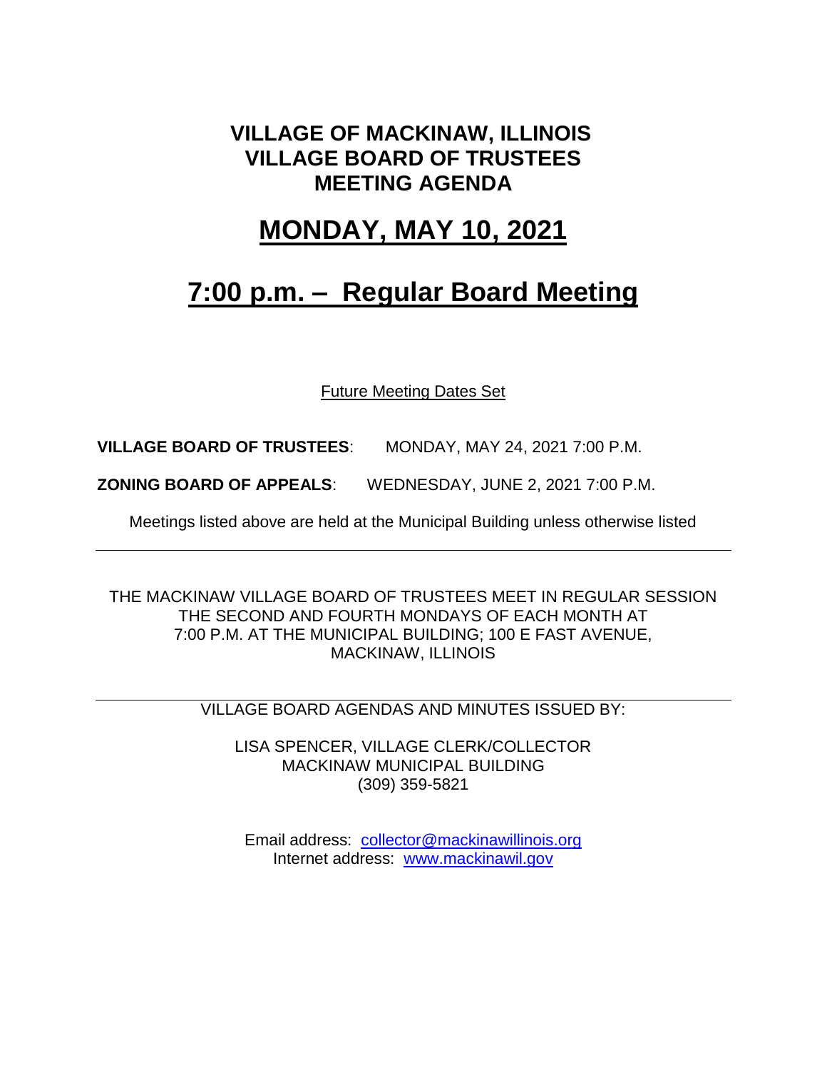# VILLAGE OF MACKINAW, ILLINOIS
# VILLAGE BOARD OF TRUSTEES
# MEETING AGENDA

## MONDAY, MAY 10, 2021

## 7:00 p.m. – Regular Board Meeting

Future Meeting Dates Set

**VILLAGE BOARD OF TRUSTEES**: MONDAY, MAY 24, 2021 7:00 P.M.

**ZONING BOARD OF APPEALS**: WEDNESDAY, JUNE 2, 2021 7:00 P.M.

Meetings listed above are held at the Municipal Building unless otherwise listed

---

THE MACKINAW VILLAGE BOARD OF TRUSTEES MEET IN REGULAR SESSION THE SECOND AND FOURTH MONDAYS OF EACH MONTH AT 7:00 P.M. AT THE MUNICIPAL BUILDING; 100 E FAST AVENUE, MACKINAW, ILLINOIS

---

VILLAGE BOARD AGENDAS AND MINUTES ISSUED BY:

LISA SPENCER, VILLAGE CLERK/COLLECTOR
MACKINAW MUNICIPAL BUILDING
(309) 359-5821

Email address: collector@mackinawillinois.org
Internet address: www.mackinawil.gov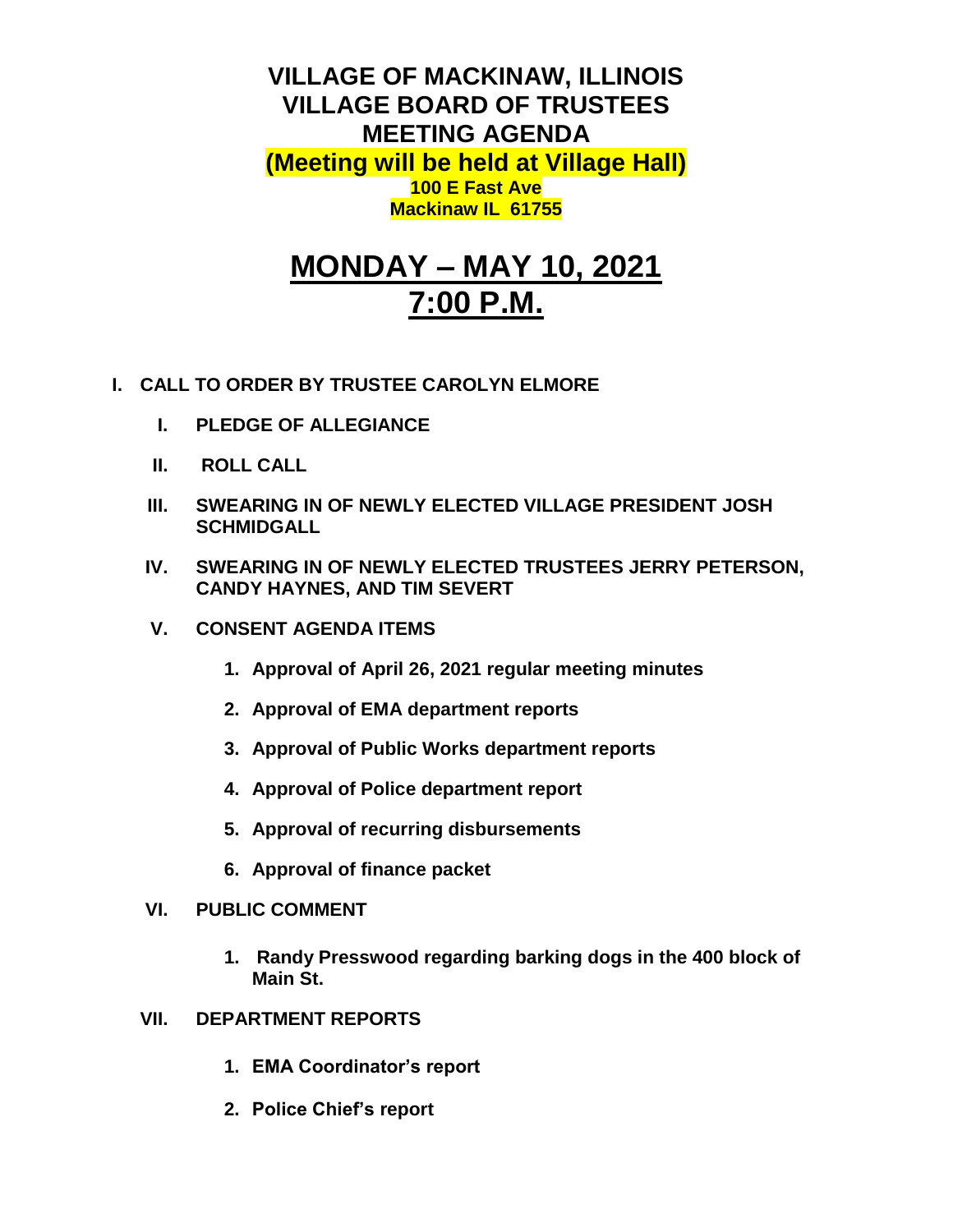# VILLAGE OF MACKINAW, ILLINOIS
# VILLAGE BOARD OF TRUSTEES
# MEETING AGENDA

## (Meeting will be held at Village Hall)

**100 E Fast Ave**
**Mackinaw IL 61755**

# MONDAY – MAY 10, 2021
# 7:00 P.M.

**I. CALL TO ORDER BY TRUSTEE CAROLYN ELMORE**

- **I. PLEDGE OF ALLEGIANCE**
- **II. ROLL CALL**
- **III. SWEARING IN OF NEWLY ELECTED VILLAGE PRESIDENT JOSH SCHMIDGALL**
- **IV. SWEARING IN OF NEWLY ELECTED TRUSTEES JERRY PETERSON, CANDY HAYNES, AND TIM SEVERT**
- **V. CONSENT AGENDA ITEMS**
  1. **Approval of April 26, 2021 regular meeting minutes**
  2. **Approval of EMA department reports**
  3. **Approval of Public Works department reports**
  4. **Approval of Police department report**
  5. **Approval of recurring disbursements**
  6. **Approval of finance packet**
- **VI. PUBLIC COMMENT**
  1. **Randy Presswood regarding barking dogs in the 400 block of Main St.**
- **VII. DEPARTMENT REPORTS**
  1. **EMA Coordinator's report**
  2. **Police Chief's report**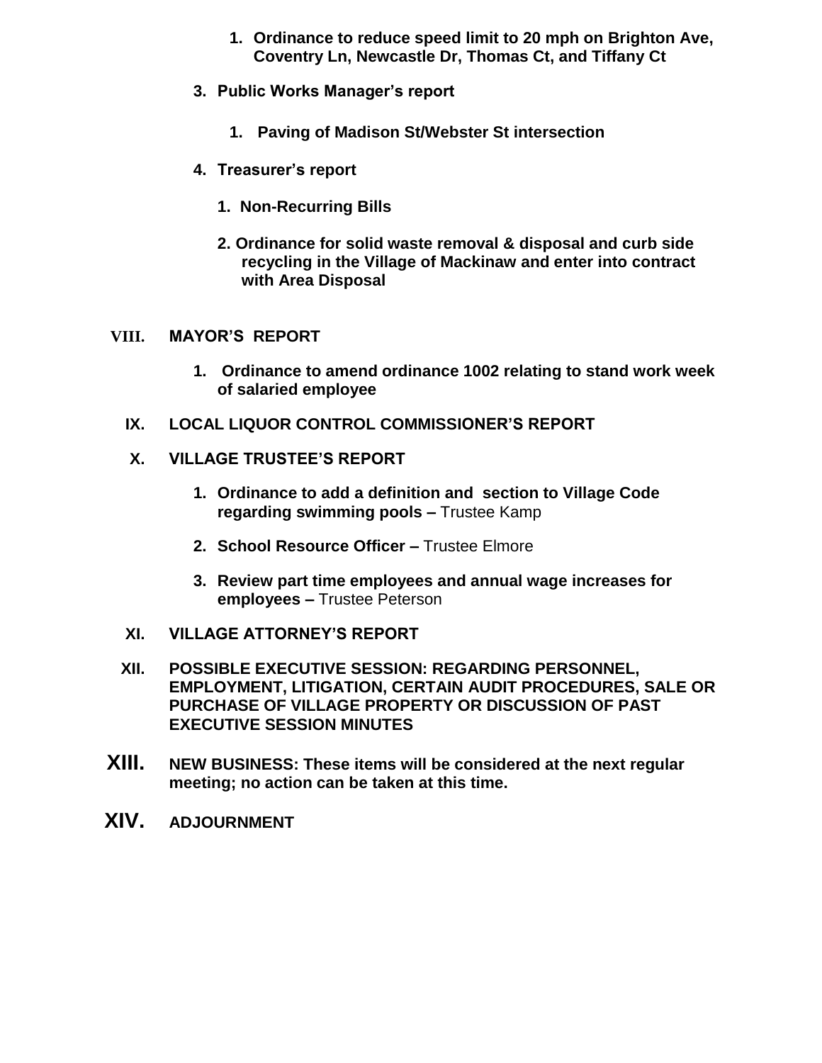1. **Ordinance to reduce speed limit to 20 mph on Brighton Ave, Coventry Ln, Newcastle Dr, Thomas Ct, and Tiffany Ct**

3. **Public Works Manager's report**

   1. **Paving of Madison St/Webster St intersection**

4. **Treasurer's report**

   1. **Non-Recurring Bills**

   2. **Ordinance for solid waste removal & disposal and curb side recycling in the Village of Mackinaw and enter into contract with Area Disposal**

**VIII. MAYOR'S REPORT**

1. **Ordinance to amend ordinance 1002 relating to stand work week of salaried employee**

**IX. LOCAL LIQUOR CONTROL COMMISSIONER'S REPORT**

**X. VILLAGE TRUSTEE'S REPORT**

1. **Ordinance to add a definition and section to Village Code regarding swimming pools –** Trustee Kamp

2. **School Resource Officer –** Trustee Elmore

3. **Review part time employees and annual wage increases for employees –** Trustee Peterson

**XI. VILLAGE ATTORNEY'S REPORT**

**XII. POSSIBLE EXECUTIVE SESSION: REGARDING PERSONNEL, EMPLOYMENT, LITIGATION, CERTAIN AUDIT PROCEDURES, SALE OR PURCHASE OF VILLAGE PROPERTY OR DISCUSSION OF PAST EXECUTIVE SESSION MINUTES**

**XIII. NEW BUSINESS: These items will be considered at the next regular meeting; no action can be taken at this time.**

**XIV. ADJOURNMENT**